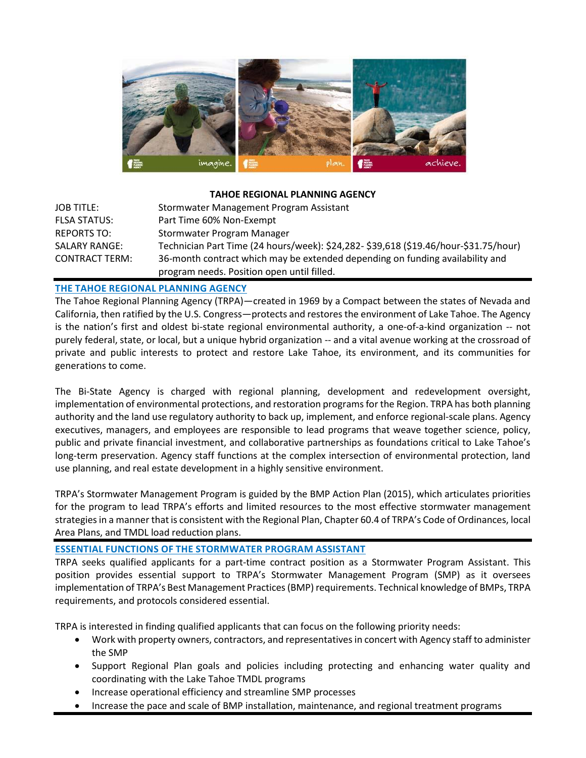## TAHOE REGIONAL PLANNING AGENCY

| | |
|---|---|
| JOB TITLE: | Stormwater Management Program Assistant |
| FLSA STATUS: | Part Time 60% Non-Exempt |
| REPORTS TO: | Stormwater Program Manager |
| SALARY RANGE: | Technician Part Time (24 hours/week): $24,282- $39,618 ($19.46/hour-$31.75/hour) |
| CONTRACT TERM: | 36-month contract which may be extended depending on funding availability and program needs. Position open until filled. |

### THE TAHOE REGIONAL PLANNING AGENCY

The Tahoe Regional Planning Agency (TRPA)—created in 1969 by a Compact between the states of Nevada and California, then ratified by the U.S. Congress—protects and restores the environment of Lake Tahoe. The Agency is the nation's first and oldest bi-state regional environmental authority, a one-of-a-kind organization -- not purely federal, state, or local, but a unique hybrid organization -- and a vital avenue working at the crossroad of private and public interests to protect and restore Lake Tahoe, its environment, and its communities for generations to come.

The Bi-State Agency is charged with regional planning, development and redevelopment oversight, implementation of environmental protections, and restoration programs for the Region. TRPA has both planning authority and the land use regulatory authority to back up, implement, and enforce regional-scale plans. Agency executives, managers, and employees are responsible to lead programs that weave together science, policy, public and private financial investment, and collaborative partnerships as foundations critical to Lake Tahoe's long-term preservation. Agency staff functions at the complex intersection of environmental protection, land use planning, and real estate development in a highly sensitive environment.

TRPA's Stormwater Management Program is guided by the BMP Action Plan (2015), which articulates priorities for the program to lead TRPA's efforts and limited resources to the most effective stormwater management strategies in a manner that is consistent with the Regional Plan, Chapter 60.4 of TRPA's Code of Ordinances, local Area Plans, and TMDL load reduction plans.

### ESSENTIAL FUNCTIONS OF THE STORMWATER PROGRAM ASSISTANT

TRPA seeks qualified applicants for a part-time contract position as a Stormwater Program Assistant. This position provides essential support to TRPA's Stormwater Management Program (SMP) as it oversees implementation of TRPA's Best Management Practices (BMP) requirements. Technical knowledge of BMPs, TRPA requirements, and protocols considered essential.

TRPA is interested in finding qualified applicants that can focus on the following priority needs:

- Work with property owners, contractors, and representatives in concert with Agency staff to administer the SMP
- Support Regional Plan goals and policies including protecting and enhancing water quality and coordinating with the Lake Tahoe TMDL programs
- Increase operational efficiency and streamline SMP processes
- Increase the pace and scale of BMP installation, maintenance, and regional treatment programs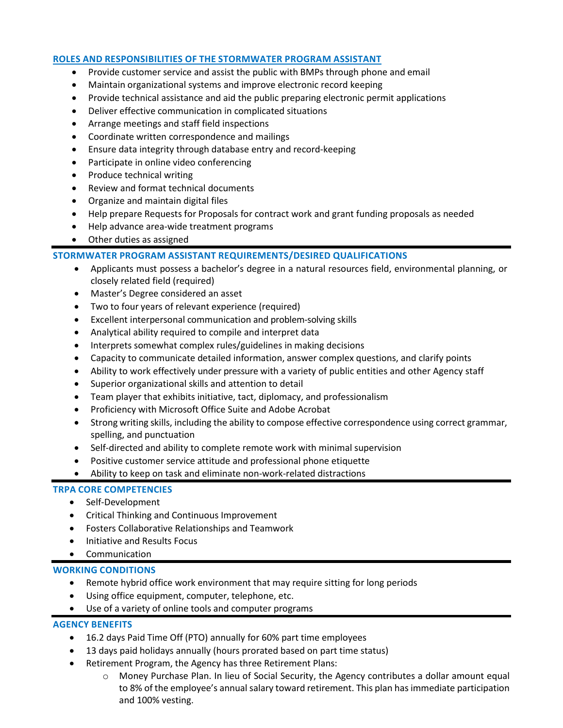## ROLES AND RESPONSIBILITIES OF THE STORMWATER PROGRAM ASSISTANT

- Provide customer service and assist the public with BMPs through phone and email
- Maintain organizational systems and improve electronic record keeping
- Provide technical assistance and aid the public preparing electronic permit applications
- Deliver effective communication in complicated situations
- Arrange meetings and staff field inspections
- Coordinate written correspondence and mailings
- Ensure data integrity through database entry and record-keeping
- Participate in online video conferencing
- Produce technical writing
- Review and format technical documents
- Organize and maintain digital files
- Help prepare Requests for Proposals for contract work and grant funding proposals as needed
- Help advance area-wide treatment programs
- Other duties as assigned

## STORMWATER PROGRAM ASSISTANT REQUIREMENTS/DESIRED QUALIFICATIONS

- Applicants must possess a bachelor's degree in a natural resources field, environmental planning, or closely related field (required)
- Master's Degree considered an asset
- Two to four years of relevant experience (required)
- Excellent interpersonal communication and problem-solving skills
- Analytical ability required to compile and interpret data
- Interprets somewhat complex rules/guidelines in making decisions
- Capacity to communicate detailed information, answer complex questions, and clarify points
- Ability to work effectively under pressure with a variety of public entities and other Agency staff
- Superior organizational skills and attention to detail
- Team player that exhibits initiative, tact, diplomacy, and professionalism
- Proficiency with Microsoft Office Suite and Adobe Acrobat
- Strong writing skills, including the ability to compose effective correspondence using correct grammar, spelling, and punctuation
- Self-directed and ability to complete remote work with minimal supervision
- Positive customer service attitude and professional phone etiquette
- Ability to keep on task and eliminate non-work-related distractions

## TRPA CORE COMPETENCIES

- Self-Development
- Critical Thinking and Continuous Improvement
- Fosters Collaborative Relationships and Teamwork
- Initiative and Results Focus
- Communication

## WORKING CONDITIONS

- Remote hybrid office work environment that may require sitting for long periods
- Using office equipment, computer, telephone, etc.
- Use of a variety of online tools and computer programs

## AGENCY BENEFITS

- 16.2 days Paid Time Off (PTO) annually for 60% part time employees
- 13 days paid holidays annually (hours prorated based on part time status)
- Retirement Program, the Agency has three Retirement Plans:
  - Money Purchase Plan. In lieu of Social Security, the Agency contributes a dollar amount equal to 8% of the employee's annual salary toward retirement. This plan has immediate participation and 100% vesting.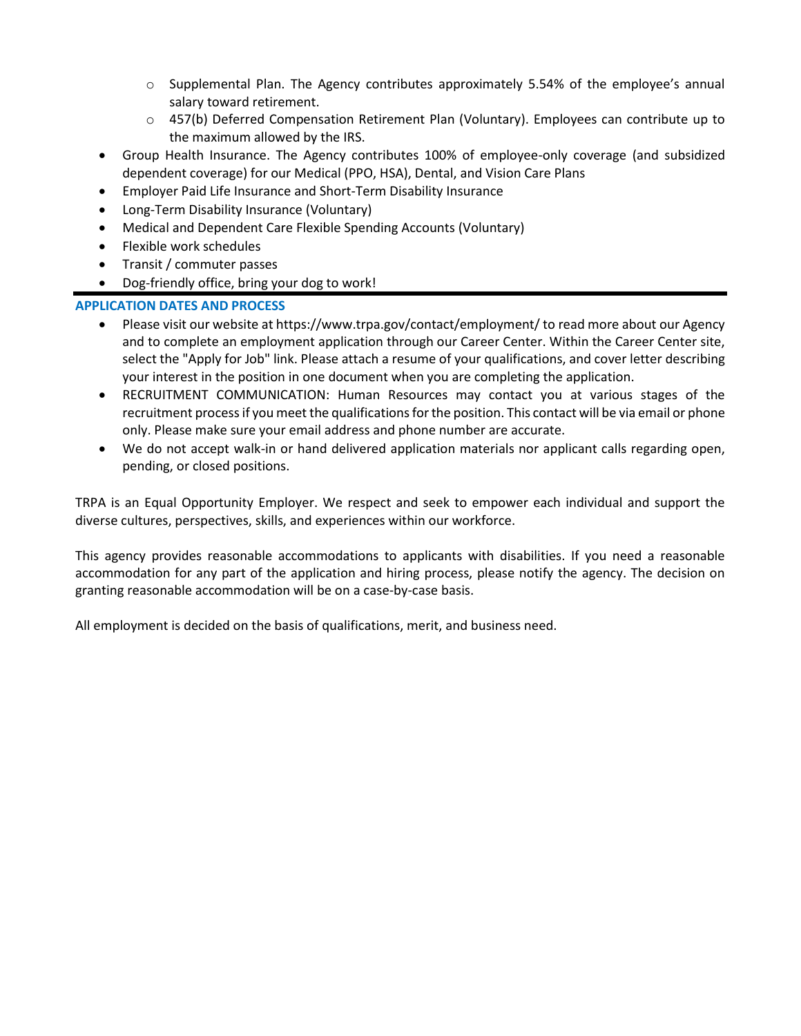- Supplemental Plan. The Agency contributes approximately 5.54% of the employee's annual salary toward retirement.
  - 457(b) Deferred Compensation Retirement Plan (Voluntary). Employees can contribute up to the maximum allowed by the IRS.
- Group Health Insurance. The Agency contributes 100% of employee-only coverage (and subsidized dependent coverage) for our Medical (PPO, HSA), Dental, and Vision Care Plans
- Employer Paid Life Insurance and Short-Term Disability Insurance
- Long-Term Disability Insurance (Voluntary)
- Medical and Dependent Care Flexible Spending Accounts (Voluntary)
- Flexible work schedules
- Transit / commuter passes
- Dog-friendly office, bring your dog to work!

## APPLICATION DATES AND PROCESS

- Please visit our website at https://www.trpa.gov/contact/employment/ to read more about our Agency and to complete an employment application through our Career Center. Within the Career Center site, select the "Apply for Job" link. Please attach a resume of your qualifications, and cover letter describing your interest in the position in one document when you are completing the application.
- RECRUITMENT COMMUNICATION: Human Resources may contact you at various stages of the recruitment process if you meet the qualifications for the position. This contact will be via email or phone only. Please make sure your email address and phone number are accurate.
- We do not accept walk-in or hand delivered application materials nor applicant calls regarding open, pending, or closed positions.

TRPA is an Equal Opportunity Employer. We respect and seek to empower each individual and support the diverse cultures, perspectives, skills, and experiences within our workforce.

This agency provides reasonable accommodations to applicants with disabilities. If you need a reasonable accommodation for any part of the application and hiring process, please notify the agency. The decision on granting reasonable accommodation will be on a case-by-case basis.

All employment is decided on the basis of qualifications, merit, and business need.